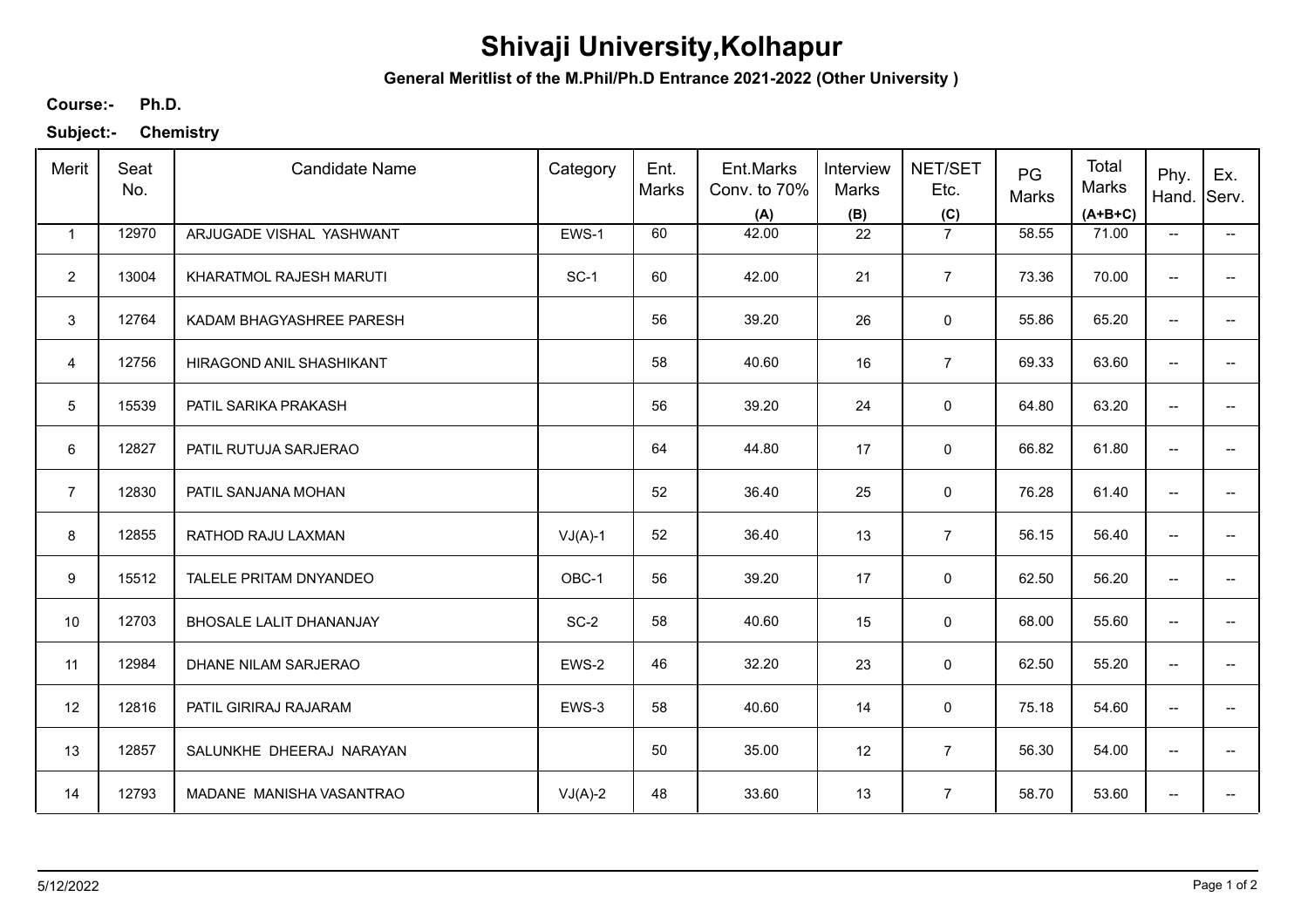# Shivaji University,Kolhapur

**General Meritlist of the M.Phil/Ph.D Entrance 2021-2022 (Other University )**

**Course:-** **Ph.D.**

**Subject:-** **Chemistry**

| Merit | Seat No. | Candidate Name | Category | Ent. Marks | Ent.Marks Conv. to 70% (A) | Interview Marks (B) | NET/SET Etc. (C) | PG Marks | Total Marks (A+B+C) | Phy. Hand. | Ex. Serv. |
|---|---|---|---|---|---|---|---|---|---|---|---|
| 1 | 12970 | ARJUGADE VISHAL YASHWANT | EWS-1 | 60 | 42.00 | 22 | 7 | 58.55 | 71.00 | -- | -- |
| 2 | 13004 | KHARATMOL RAJESH MARUTI | SC-1 | 60 | 42.00 | 21 | 7 | 73.36 | 70.00 | -- | -- |
| 3 | 12764 | KADAM BHAGYASHREE PARESH | | 56 | 39.20 | 26 | 0 | 55.86 | 65.20 | -- | -- |
| 4 | 12756 | HIRAGOND ANIL SHASHIKANT | | 58 | 40.60 | 16 | 7 | 69.33 | 63.60 | -- | -- |
| 5 | 15539 | PATIL SARIKA PRAKASH | | 56 | 39.20 | 24 | 0 | 64.80 | 63.20 | -- | -- |
| 6 | 12827 | PATIL RUTUJA SARJERAO | | 64 | 44.80 | 17 | 0 | 66.82 | 61.80 | -- | -- |
| 7 | 12830 | PATIL SANJANA MOHAN | | 52 | 36.40 | 25 | 0 | 76.28 | 61.40 | -- | -- |
| 8 | 12855 | RATHOD RAJU LAXMAN | VJ(A)-1 | 52 | 36.40 | 13 | 7 | 56.15 | 56.40 | -- | -- |
| 9 | 15512 | TALELE PRITAM DNYANDEO | OBC-1 | 56 | 39.20 | 17 | 0 | 62.50 | 56.20 | -- | -- |
| 10 | 12703 | BHOSALE LALIT DHANANJAY | SC-2 | 58 | 40.60 | 15 | 0 | 68.00 | 55.60 | -- | -- |
| 11 | 12984 | DHANE NILAM SARJERAO | EWS-2 | 46 | 32.20 | 23 | 0 | 62.50 | 55.20 | -- | -- |
| 12 | 12816 | PATIL GIRIRAJ RAJARAM | EWS-3 | 58 | 40.60 | 14 | 0 | 75.18 | 54.60 | -- | -- |
| 13 | 12857 | SALUNKHE DHEERAJ NARAYAN | | 50 | 35.00 | 12 | 7 | 56.30 | 54.00 | -- | -- |
| 14 | 12793 | MADANE MANISHA VASANTRAO | VJ(A)-2 | 48 | 33.60 | 13 | 7 | 58.70 | 53.60 | -- | -- |

5/12/2022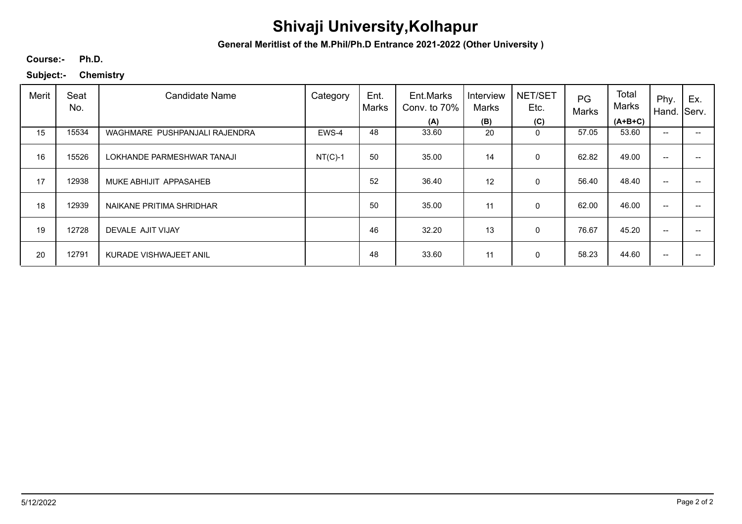# Shivaji University,Kolhapur

**General Meritlist of the M.Phil/Ph.D Entrance 2021-2022 (Other University )**

**Course:-** **Ph.D.**

**Subject:-** **Chemistry**

| Merit | Seat No. | Candidate Name | Category | Ent. Marks | Ent.Marks Conv. to 70% (A) | Interview Marks (B) | NET/SET Etc. (C) | PG Marks | Total Marks (A+B+C) | Phy. Hand. | Ex. Serv. |
|---|---|---|---|---|---|---|---|---|---|---|---|
| 15 | 15534 | WAGHMARE PUSHPANJALI RAJENDRA | EWS-4 | 48 | 33.60 | 20 | 0 | 57.05 | 53.60 | -- | -- |
| 16 | 15526 | LOKHANDE PARMESHWAR TANAJI | NT(C)-1 | 50 | 35.00 | 14 | 0 | 62.82 | 49.00 | -- | -- |
| 17 | 12938 | MUKE ABHIJIT APPASAHEB | | 52 | 36.40 | 12 | 0 | 56.40 | 48.40 | -- | -- |
| 18 | 12939 | NAIKANE PRITIMA SHRIDHAR | | 50 | 35.00 | 11 | 0 | 62.00 | 46.00 | -- | -- |
| 19 | 12728 | DEVALE AJIT VIJAY | | 46 | 32.20 | 13 | 0 | 76.67 | 45.20 | -- | -- |
| 20 | 12791 | KURADE VISHWAJEET ANIL | | 48 | 33.60 | 11 | 0 | 58.23 | 44.60 | -- | -- |

5/12/2022